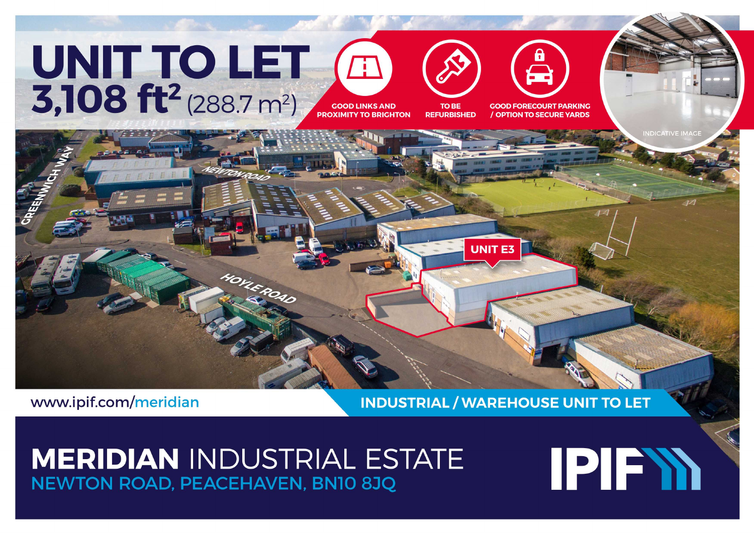# UNIT TO LET

## 3,108 ft² (288.7 m²)

GOOD LINKS AND PROXIMITY TO BRIGHTON

TO BE REFURBISHED

GOOD FORECOURT PARKING / OPTION TO SECURE YARDS

INDICATIVE IMAGE

GREENWICH WAY

NEWTON ROAD

HOYLE ROAD

UNIT E3

www.ipif.com/meridian

INDUSTRIAL / WAREHOUSE UNIT TO LET

# MERIDIAN INDUSTRIAL ESTATE

## NEWTON ROAD, PEACEHAVEN, BN10 8JQ

IPIF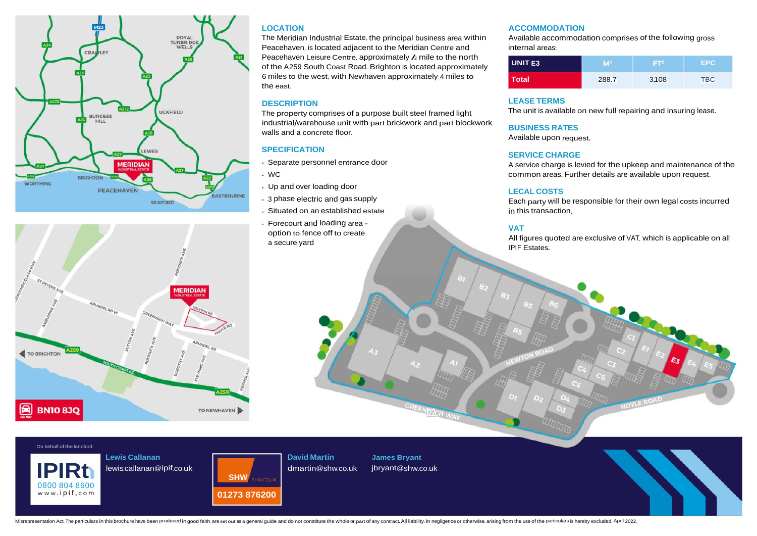## LOCATION

The Meridian Industrial Estate, the principal business area within Peacehaven, is located adjacent to the Meridian Centre and Peacehaven Leisure Centre, approximately ½ mile to the north of the A259 South Coast Road. Brighton is located approximately 6 miles to the west, with Newhaven approximately 4 miles to the east.

## DESCRIPTION

The property comprises of a purpose built steel framed light industrial/warehouse unit with part brickwork and part blockwork walls and a concrete floor.

## SPECIFICATION

- Separate personnel entrance door
- WC
- Up and over loading door
- 3 phase electric and gas supply
- Situated on an established estate
- Forecourt and loading area - option to fence off to create a secure yard

## ACCOMMODATION

Available accommodation comprises of the following gross internal areas:

| UNIT E3 | M² | FT² | EPC |
|---|---|---|---|
| Total | 288.7 | 3,108 | TBC |

## LEASE TERMS

The unit is available on new full repairing and insuring lease.

## BUSINESS RATES

Available upon request.

## SERVICE CHARGE

A service charge is levied for the upkeep and maintenance of the common areas. Further details are available upon request.

## LECAL COSTS

Each party will be responsible for their own legal costs incurred in this transaction.

## VAT

All figures quoted are exclusive of VAT, which is applicable on all IPIF Estates.

BN10 8JQ

On behalf of the landlord

IPIF
0800 804 8600
www.ipif.com

**Lewis Callanan**
lewis.callanan@ipif.co.uk

SHW
SHW.CO.UK
01273 876200

**David Martin**
dmartin@shw.co.uk

**James Bryant**
jbryant@shw.co.uk

Misrepresentation Act: The particulars in this brochure have been produced in good faith, are set out as a general guide and do not constitute the whole or part of any contract. All liability, in negligence or otherwise, arising from the use of the particulars is hereby excluded. April 2022.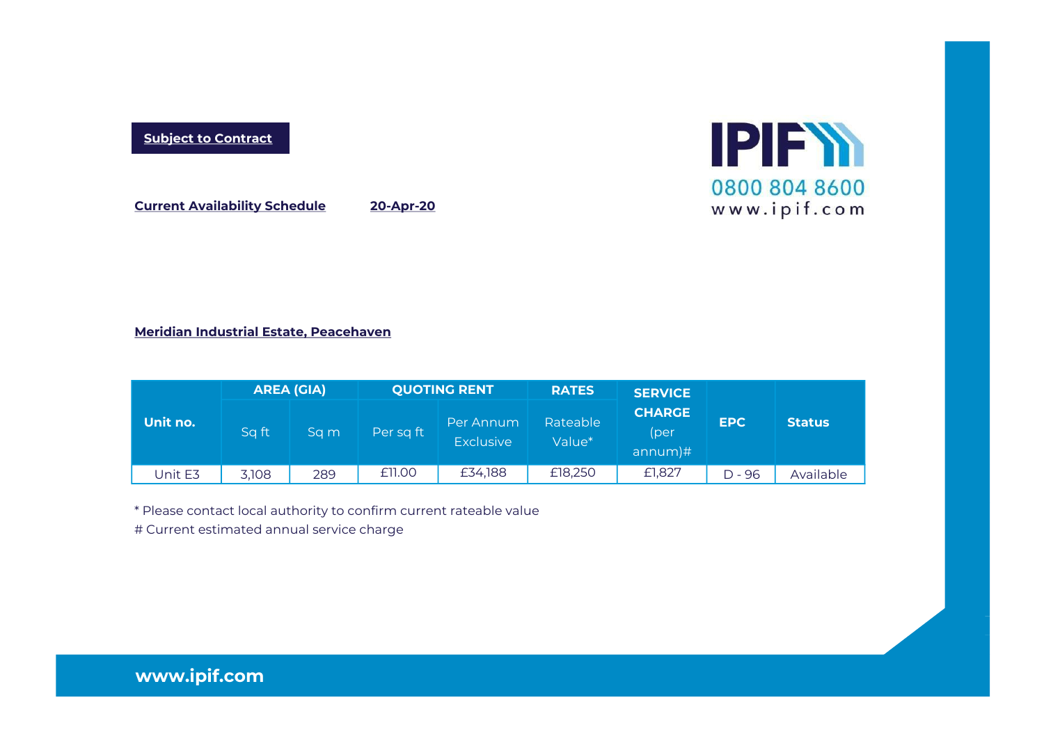**Subject to Contract**

IPIF
0800 804 8600
www.ipif.com

**Current Availability Schedule** **20-Apr-20**

**Meridian Industrial Estate, Peacehaven**

| Unit no. | AREA (GIA) | | QUOTING RENT | | RATES | SERVICE CHARGE (per annum)# | EPC | Status |
|---|---|---|---|---|---|---|---|---|
| | Sq ft | Sq m | Per sq ft | Per Annum Exclusive | Rateable Value* | | | |
| Unit E3 | 3,108 | 289 | £11.00 | £34,188 | £18,250 | £1,827 | D - 96 | Available |

* Please contact local authority to confirm current rateable value
# Current estimated annual service charge

www.ipif.com